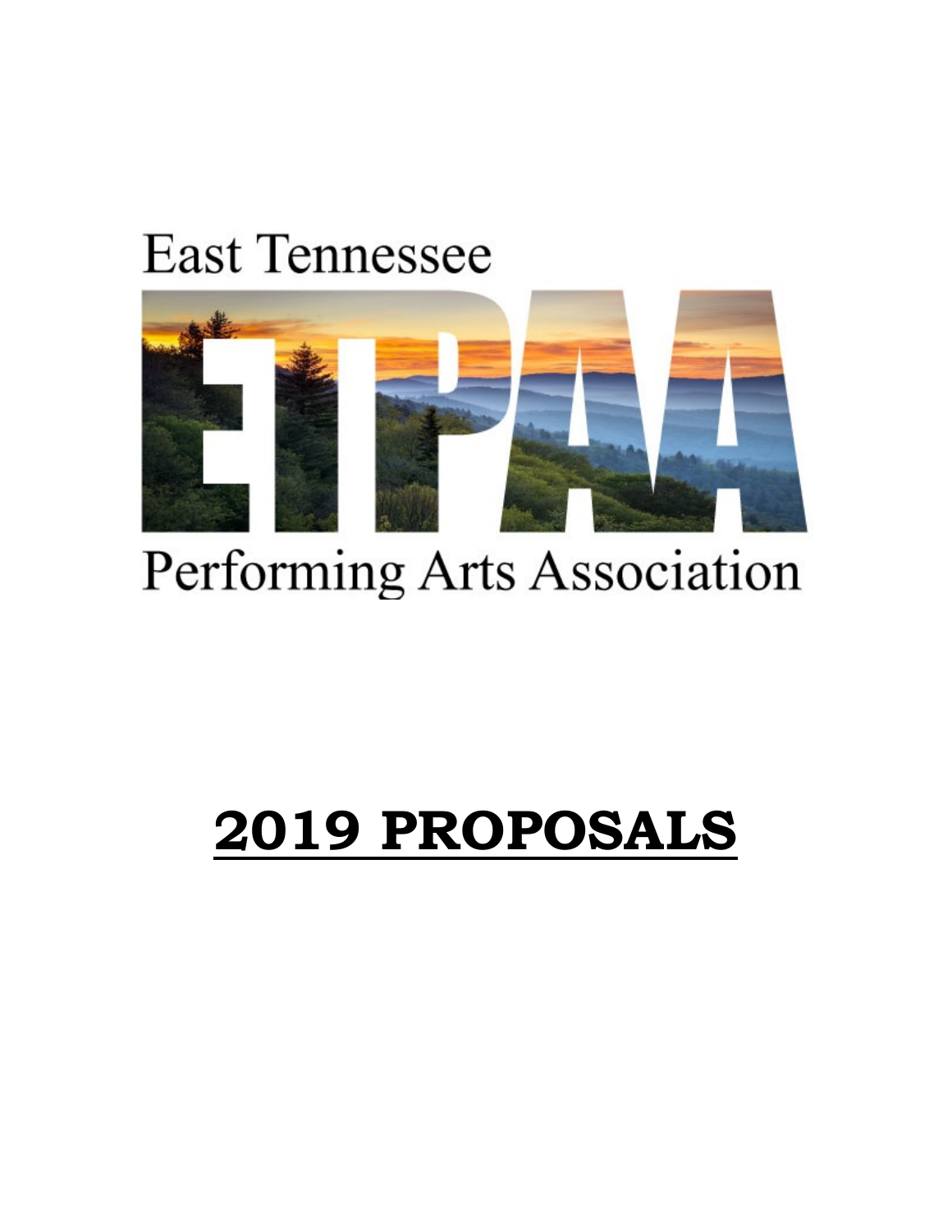East Tennessee

ETPAA

Performing Arts Association

# 2019 PROPOSALS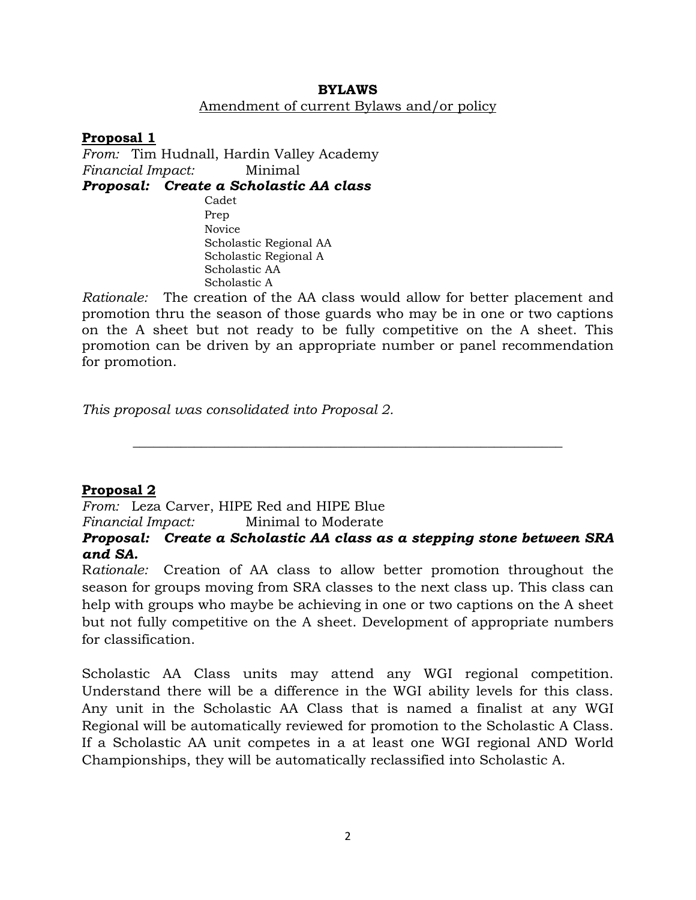# BYLAWS

## Amendment of current Bylaws and/or policy

**Proposal 1**

*From:* Tim Hudnall, Hardin Valley Academy
*Financial Impact:* Minimal
***Proposal: Create a Scholastic AA class***

- Cadet
- Prep
- Novice
- Scholastic Regional AA
- Scholastic Regional A
- Scholastic AA
- Scholastic A

*Rationale:* The creation of the AA class would allow for better placement and promotion thru the season of those guards who may be in one or two captions on the A sheet but not ready to be fully competitive on the A sheet. This promotion can be driven by an appropriate number or panel recommendation for promotion.

*This proposal was consolidated into Proposal 2.*

---

**Proposal 2**

*From:* Leza Carver, HIPE Red and HIPE Blue
*Financial Impact:* Minimal to Moderate
***Proposal: Create a Scholastic AA class as a stepping stone between SRA and SA.***

R*ationale:* Creation of AA class to allow better promotion throughout the season for groups moving from SRA classes to the next class up. This class can help with groups who maybe be achieving in one or two captions on the A sheet but not fully competitive on the A sheet. Development of appropriate numbers for classification.

Scholastic AA Class units may attend any WGI regional competition. Understand there will be a difference in the WGI ability levels for this class. Any unit in the Scholastic AA Class that is named a finalist at any WGI Regional will be automatically reviewed for promotion to the Scholastic A Class. If a Scholastic AA unit competes in a at least one WGI regional AND World Championships, they will be automatically reclassified into Scholastic A.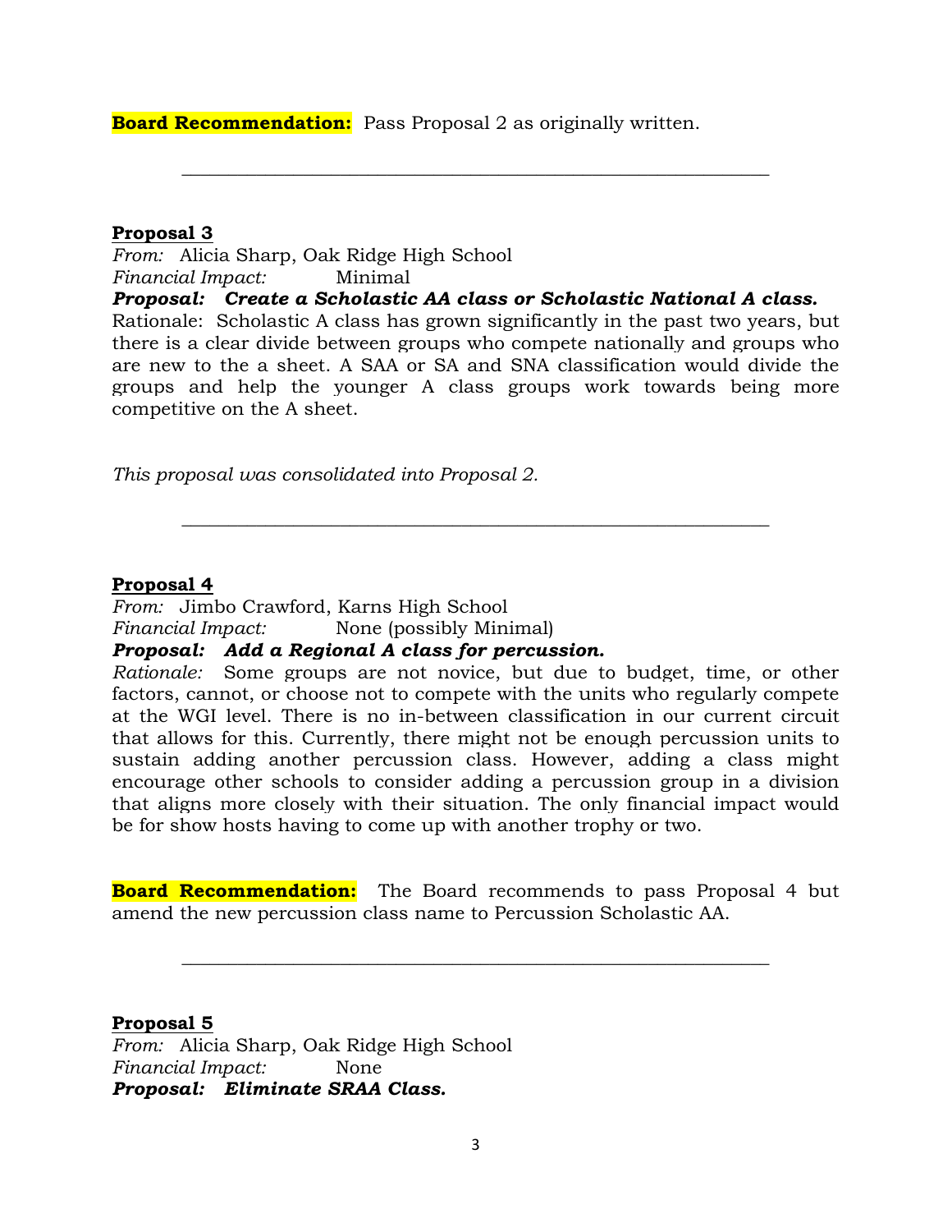**Board Recommendation:** Pass Proposal 2 as originally written.

---

**Proposal 3**

*From:* Alicia Sharp, Oak Ridge High School
*Financial Impact:* Minimal
***Proposal: Create a Scholastic AA class or Scholastic National A class.***
Rationale: Scholastic A class has grown significantly in the past two years, but there is a clear divide between groups who compete nationally and groups who are new to the a sheet. A SAA or SA and SNA classification would divide the groups and help the younger A class groups work towards being more competitive on the A sheet.

*This proposal was consolidated into Proposal 2.*

---

**Proposal 4**

*From:* Jimbo Crawford, Karns High School
*Financial Impact:* None (possibly Minimal)
***Proposal: Add a Regional A class for percussion.***
*Rationale:* Some groups are not novice, but due to budget, time, or other factors, cannot, or choose not to compete with the units who regularly compete at the WGI level. There is no in-between classification in our current circuit that allows for this. Currently, there might not be enough percussion units to sustain adding another percussion class. However, adding a class might encourage other schools to consider adding a percussion group in a division that aligns more closely with their situation. The only financial impact would be for show hosts having to come up with another trophy or two.

**Board Recommendation:** The Board recommends to pass Proposal 4 but amend the new percussion class name to Percussion Scholastic AA.

---

**Proposal 5**

*From:* Alicia Sharp, Oak Ridge High School
*Financial Impact:* None
***Proposal: Eliminate SRAA Class.***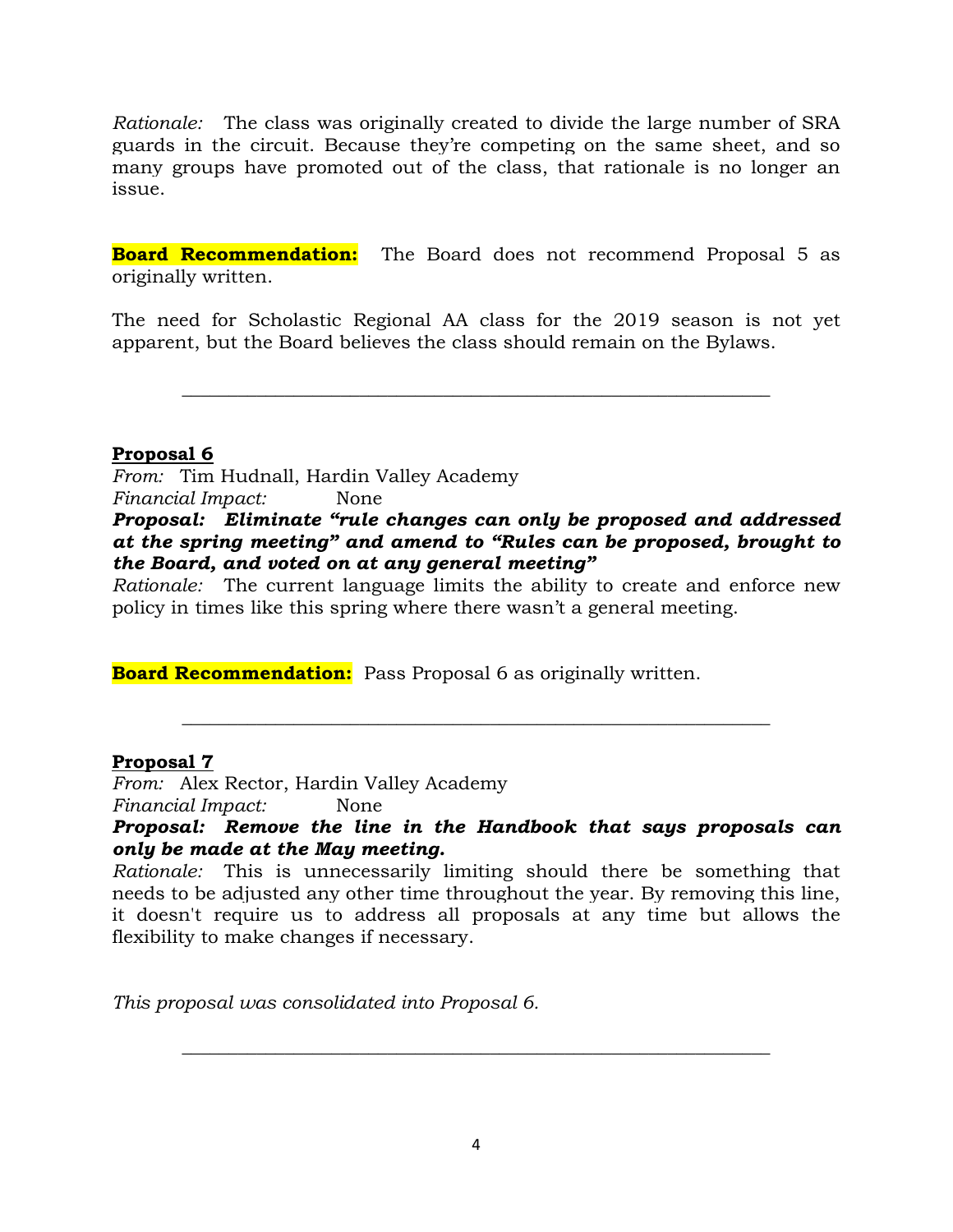*Rationale:* The class was originally created to divide the large number of SRA guards in the circuit. Because they're competing on the same sheet, and so many groups have promoted out of the class, that rationale is no longer an issue.

**Board Recommendation:** The Board does not recommend Proposal 5 as originally written.

The need for Scholastic Regional AA class for the 2019 season is not yet apparent, but the Board believes the class should remain on the Bylaws.

---

**Proposal 6**

*From:* Tim Hudnall, Hardin Valley Academy
*Financial Impact:* None
***Proposal: Eliminate "rule changes can only be proposed and addressed at the spring meeting" and amend to "Rules can be proposed, brought to the Board, and voted on at any general meeting"***
*Rationale:* The current language limits the ability to create and enforce new policy in times like this spring where there wasn't a general meeting.

**Board Recommendation:** Pass Proposal 6 as originally written.

---

**Proposal 7**

*From:* Alex Rector, Hardin Valley Academy
*Financial Impact:* None
***Proposal: Remove the line in the Handbook that says proposals can only be made at the May meeting.***
*Rationale:* This is unnecessarily limiting should there be something that needs to be adjusted any other time throughout the year. By removing this line, it doesn't require us to address all proposals at any time but allows the flexibility to make changes if necessary.

*This proposal was consolidated into Proposal 6.*

---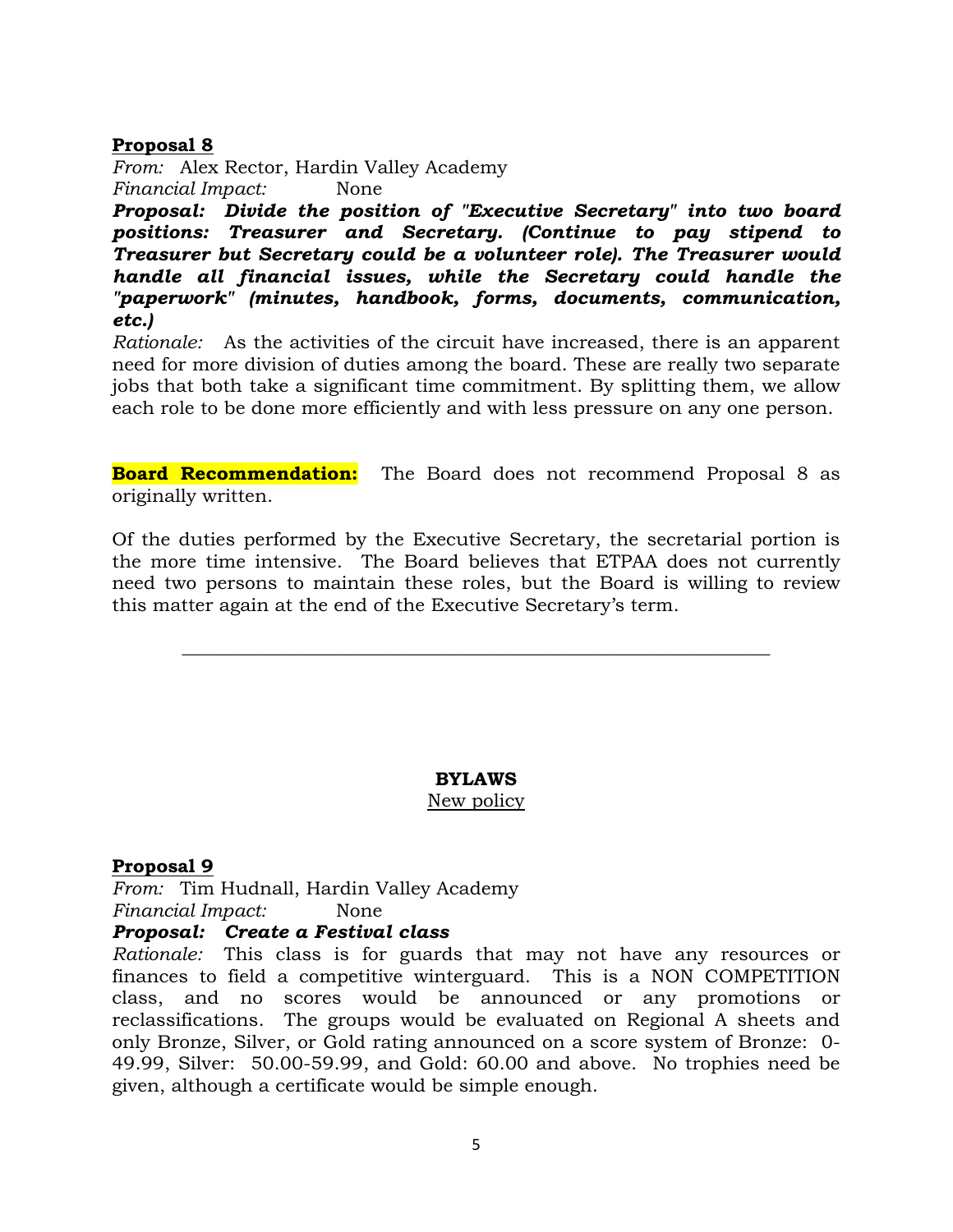**Proposal 8**

*From:* Alex Rector, Hardin Valley Academy

*Financial Impact:* None

***Proposal: Divide the position of "Executive Secretary" into two board positions: Treasurer and Secretary. (Continue to pay stipend to Treasurer but Secretary could be a volunteer role). The Treasurer would handle all financial issues, while the Secretary could handle the "paperwork" (minutes, handbook, forms, documents, communication, etc.)***

*Rationale:* As the activities of the circuit have increased, there is an apparent need for more division of duties among the board. These are really two separate jobs that both take a significant time commitment. By splitting them, we allow each role to be done more efficiently and with less pressure on any one person.

**Board Recommendation:** The Board does not recommend Proposal 8 as originally written.

Of the duties performed by the Executive Secretary, the secretarial portion is the more time intensive. The Board believes that ETPAA does not currently need two persons to maintain these roles, but the Board is willing to review this matter again at the end of the Executive Secretary's term.

---

**BYLAWS**

New policy

**Proposal 9**

*From:* Tim Hudnall, Hardin Valley Academy

*Financial Impact:* None

***Proposal: Create a Festival class***

*Rationale:* This class is for guards that may not have any resources or finances to field a competitive winterguard. This is a NON COMPETITION class, and no scores would be announced or any promotions or reclassifications. The groups would be evaluated on Regional A sheets and only Bronze, Silver, or Gold rating announced on a score system of Bronze: 0-49.99, Silver: 50.00-59.99, and Gold: 60.00 and above. No trophies need be given, although a certificate would be simple enough.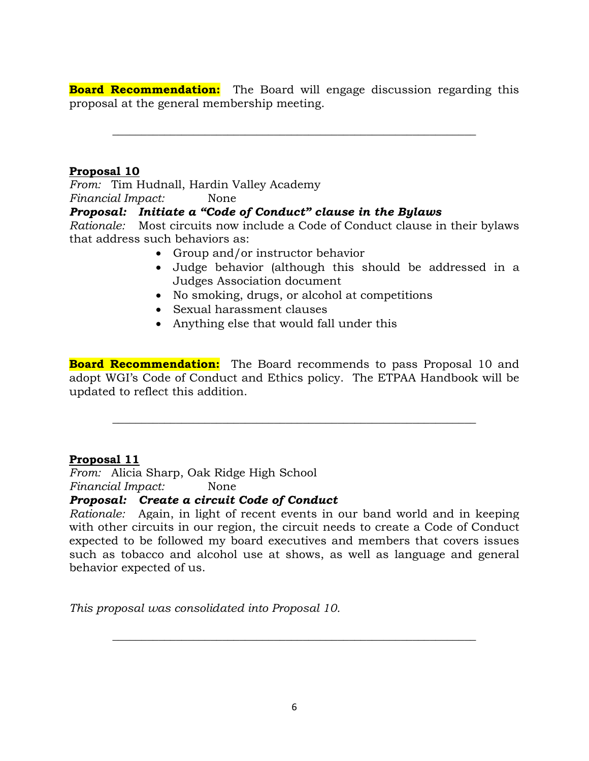**Board Recommendation:** The Board will engage discussion regarding this proposal at the general membership meeting.

---

**Proposal 10**

*From:* Tim Hudnall, Hardin Valley Academy
*Financial Impact:* None
***Proposal: Initiate a "Code of Conduct" clause in the Bylaws***
*Rationale:* Most circuits now include a Code of Conduct clause in their bylaws that address such behaviors as:

- Group and/or instructor behavior
- Judge behavior (although this should be addressed in a Judges Association document
- No smoking, drugs, or alcohol at competitions
- Sexual harassment clauses
- Anything else that would fall under this

**Board Recommendation:** The Board recommends to pass Proposal 10 and adopt WGI's Code of Conduct and Ethics policy. The ETPAA Handbook will be updated to reflect this addition.

---

**Proposal 11**

*From:* Alicia Sharp, Oak Ridge High School
*Financial Impact:* None
***Proposal: Create a circuit Code of Conduct***
*Rationale:* Again, in light of recent events in our band world and in keeping with other circuits in our region, the circuit needs to create a Code of Conduct expected to be followed my board executives and members that covers issues such as tobacco and alcohol use at shows, as well as language and general behavior expected of us.

*This proposal was consolidated into Proposal 10.*

---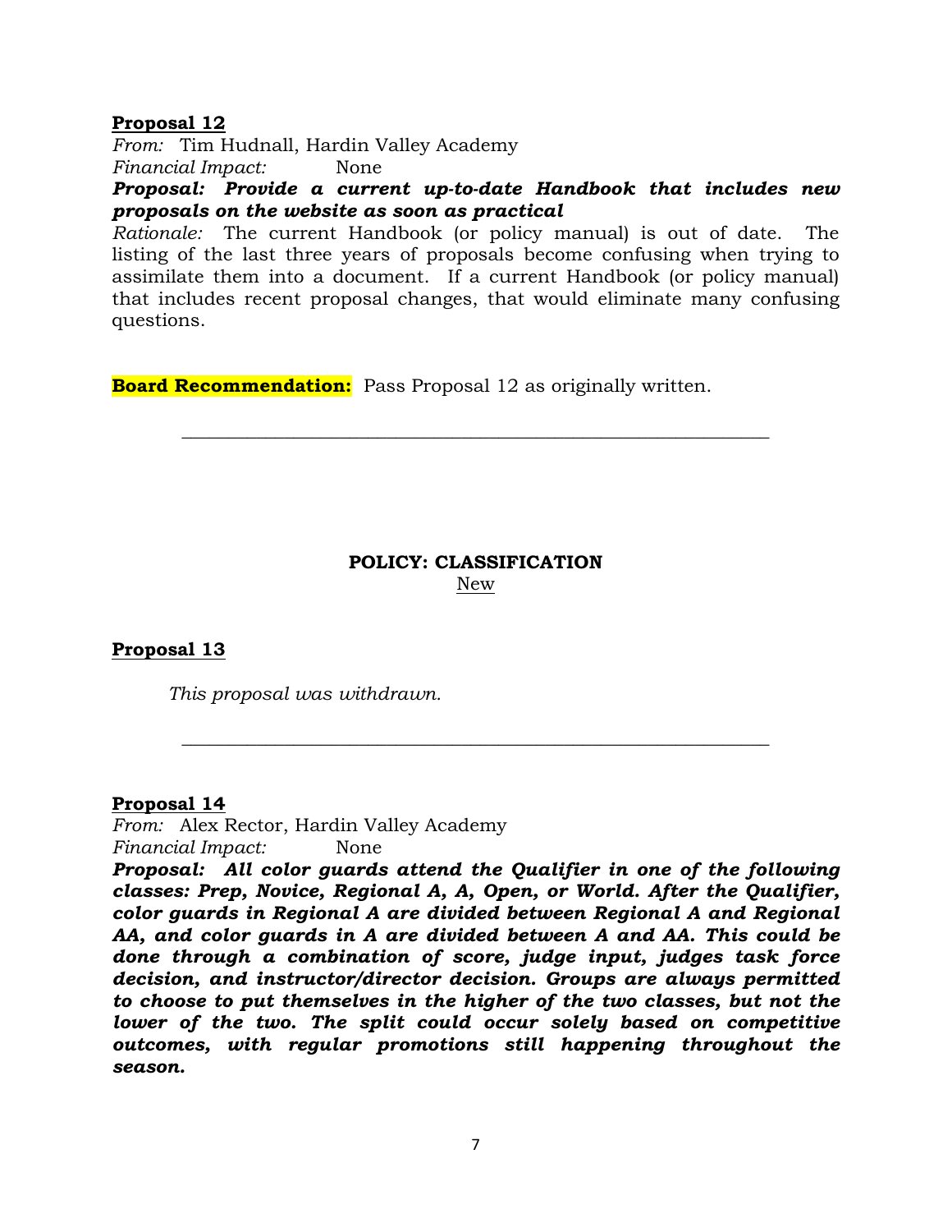**Proposal 12**

*From:* Tim Hudnall, Hardin Valley Academy
*Financial Impact:* None

***Proposal: Provide a current up-to-date Handbook that includes new proposals on the website as soon as practical***

*Rationale:* The current Handbook (or policy manual) is out of date. The listing of the last three years of proposals become confusing when trying to assimilate them into a document. If a current Handbook (or policy manual) that includes recent proposal changes, that would eliminate many confusing questions.

**Board Recommendation:** Pass Proposal 12 as originally written.

---

**POLICY: CLASSIFICATION**

New

**Proposal 13**

*This proposal was withdrawn.*

---

**Proposal 14**

*From:* Alex Rector, Hardin Valley Academy
*Financial Impact:* None

***Proposal: All color guards attend the Qualifier in one of the following classes: Prep, Novice, Regional A, A, Open, or World. After the Qualifier, color guards in Regional A are divided between Regional A and Regional AA, and color guards in A are divided between A and AA. This could be done through a combination of score, judge input, judges task force decision, and instructor/director decision. Groups are always permitted to choose to put themselves in the higher of the two classes, but not the lower of the two. The split could occur solely based on competitive outcomes, with regular promotions still happening throughout the season.***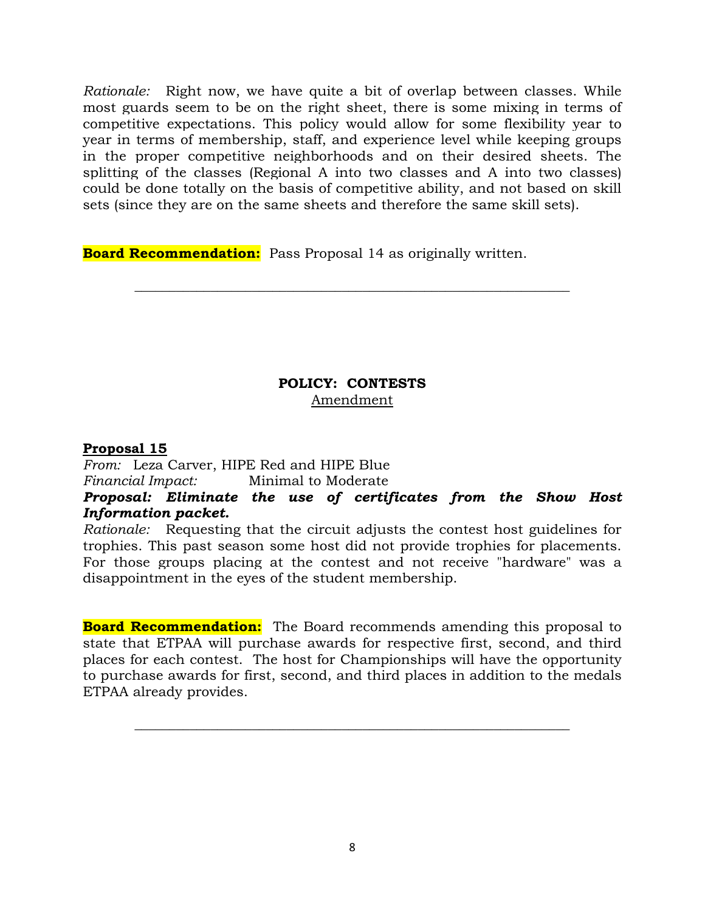*Rationale:* Right now, we have quite a bit of overlap between classes. While most guards seem to be on the right sheet, there is some mixing in terms of competitive expectations. This policy would allow for some flexibility year to year in terms of membership, staff, and experience level while keeping groups in the proper competitive neighborhoods and on their desired sheets. The splitting of the classes (Regional A into two classes and A into two classes) could be done totally on the basis of competitive ability, and not based on skill sets (since they are on the same sheets and therefore the same skill sets).

**Board Recommendation:** Pass Proposal 14 as originally written.

---

## POLICY: CONTESTS

Amendment

### Proposal 15

*From:* Leza Carver, HIPE Red and HIPE Blue
*Financial Impact:* Minimal to Moderate
***Proposal: Eliminate the use of certificates from the Show Host Information packet.***
*Rationale:* Requesting that the circuit adjusts the contest host guidelines for trophies. This past season some host did not provide trophies for placements. For those groups placing at the contest and not receive "hardware" was a disappointment in the eyes of the student membership.

**Board Recommendation:** The Board recommends amending this proposal to state that ETPAA will purchase awards for respective first, second, and third places for each contest. The host for Championships will have the opportunity to purchase awards for first, second, and third places in addition to the medals ETPAA already provides.

---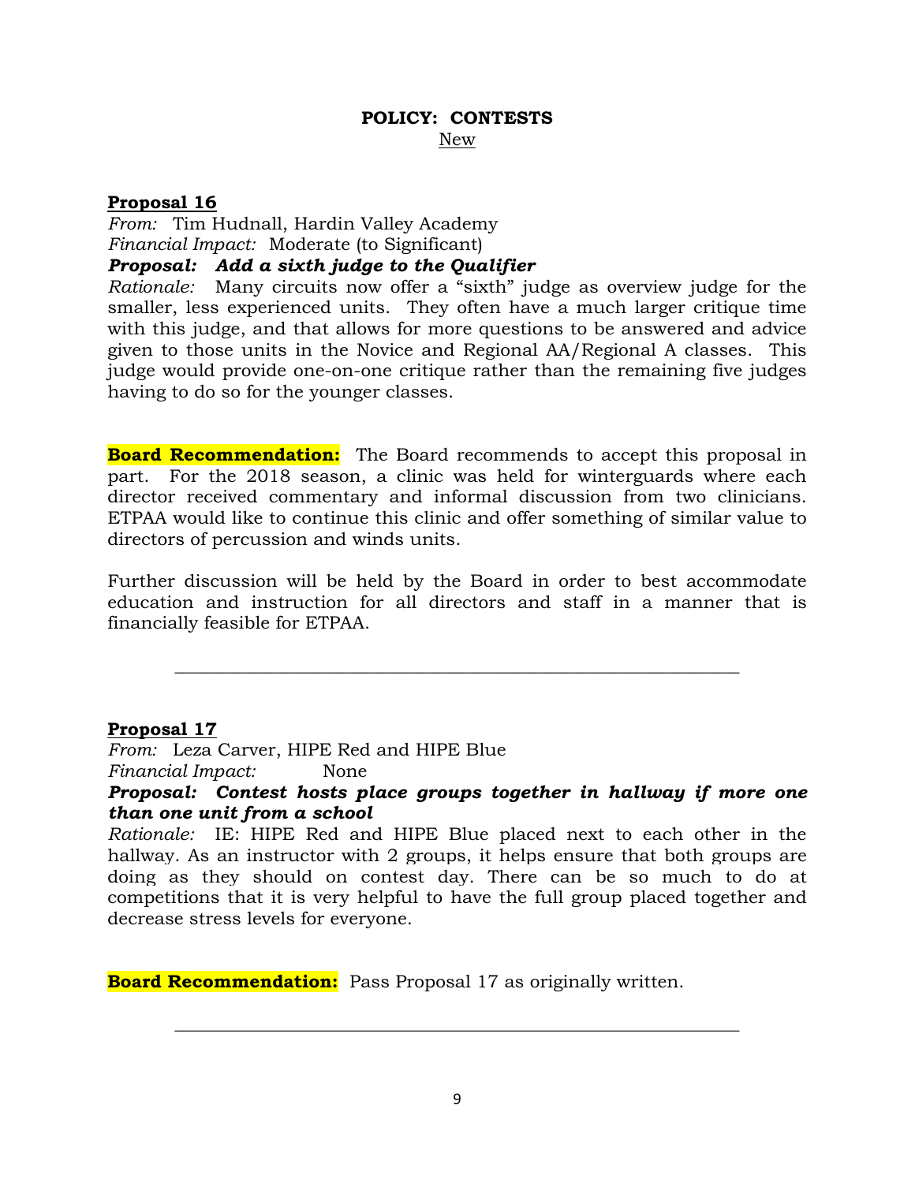**POLICY: CONTESTS**
New

**Proposal 16**

*From:* Tim Hudnall, Hardin Valley Academy
*Financial Impact:* Moderate (to Significant)
***Proposal: Add a sixth judge to the Qualifier***
*Rationale:* Many circuits now offer a "sixth" judge as overview judge for the smaller, less experienced units. They often have a much larger critique time with this judge, and that allows for more questions to be answered and advice given to those units in the Novice and Regional AA/Regional A classes. This judge would provide one-on-one critique rather than the remaining five judges having to do so for the younger classes.

**Board Recommendation:** The Board recommends to accept this proposal in part. For the 2018 season, a clinic was held for winterguards where each director received commentary and informal discussion from two clinicians. ETPAA would like to continue this clinic and offer something of similar value to directors of percussion and winds units.

Further discussion will be held by the Board in order to best accommodate education and instruction for all directors and staff in a manner that is financially feasible for ETPAA.

---

**Proposal 17**

*From:* Leza Carver, HIPE Red and HIPE Blue
*Financial Impact:* None
***Proposal: Contest hosts place groups together in hallway if more one than one unit from a school***
*Rationale:* IE: HIPE Red and HIPE Blue placed next to each other in the hallway. As an instructor with 2 groups, it helps ensure that both groups are doing as they should on contest day. There can be so much to do at competitions that it is very helpful to have the full group placed together and decrease stress levels for everyone.

**Board Recommendation:** Pass Proposal 17 as originally written.

---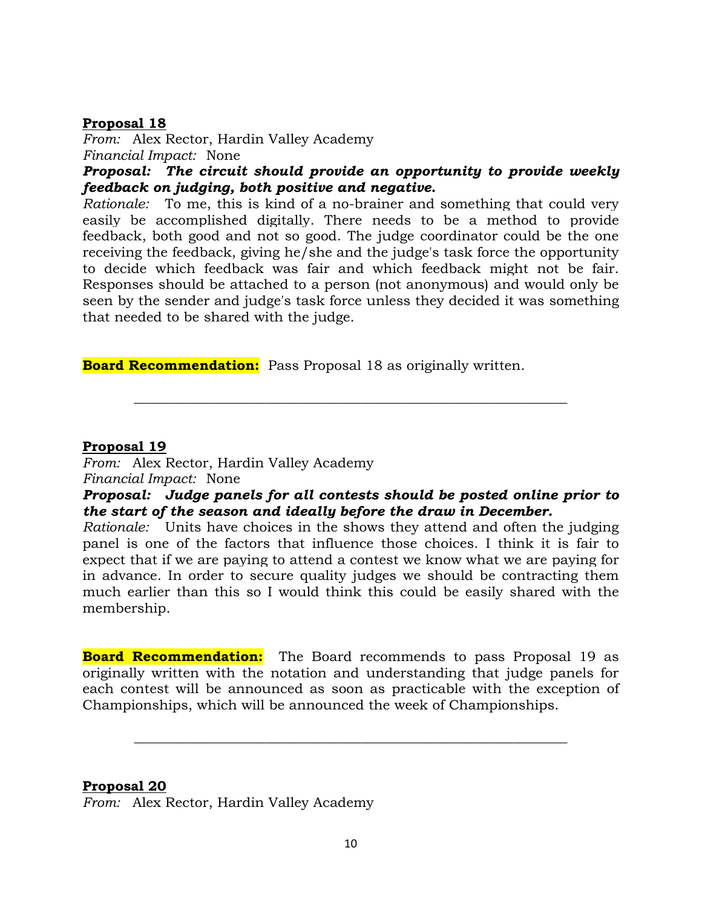**<u>Proposal 18</u>**

*From:* Alex Rector, Hardin Valley Academy

*Financial Impact:* None

***Proposal: The circuit should provide an opportunity to provide weekly feedback on judging, both positive and negative.***

*Rationale:* To me, this is kind of a no-brainer and something that could very easily be accomplished digitally. There needs to be a method to provide feedback, both good and not so good. The judge coordinator could be the one receiving the feedback, giving he/she and the judge's task force the opportunity to decide which feedback was fair and which feedback might not be fair. Responses should be attached to a person (not anonymous) and would only be seen by the sender and judge's task force unless they decided it was something that needed to be shared with the judge.

**Board Recommendation:** Pass Proposal 18 as originally written.

---

**<u>Proposal 19</u>**

*From:* Alex Rector, Hardin Valley Academy

*Financial Impact:* None

***Proposal: Judge panels for all contests should be posted online prior to the start of the season and ideally before the draw in December.***

*Rationale:* Units have choices in the shows they attend and often the judging panel is one of the factors that influence those choices. I think it is fair to expect that if we are paying to attend a contest we know what we are paying for in advance. In order to secure quality judges we should be contracting them much earlier than this so I would think this could be easily shared with the membership.

**Board Recommendation:** The Board recommends to pass Proposal 19 as originally written with the notation and understanding that judge panels for each contest will be announced as soon as practicable with the exception of Championships, which will be announced the week of Championships.

---

**<u>Proposal 20</u>**

*From:* Alex Rector, Hardin Valley Academy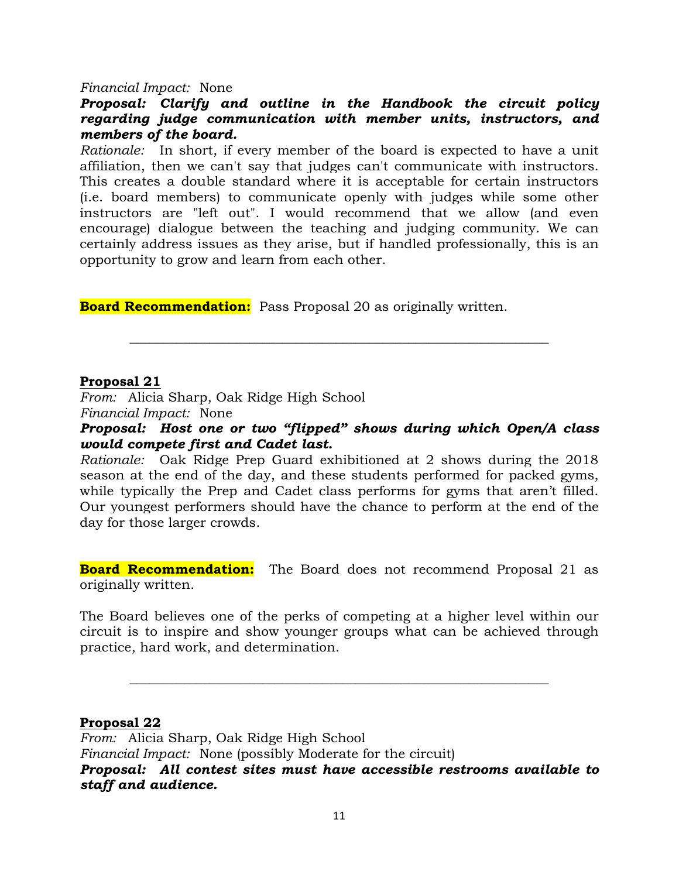*Financial Impact:* None

***Proposal: Clarify and outline in the Handbook the circuit policy regarding judge communication with member units, instructors, and members of the board.***

*Rationale:* In short, if every member of the board is expected to have a unit affiliation, then we can't say that judges can't communicate with instructors. This creates a double standard where it is acceptable for certain instructors (i.e. board members) to communicate openly with judges while some other instructors are "left out". I would recommend that we allow (and even encourage) dialogue between the teaching and judging community. We can certainly address issues as they arise, but if handled professionally, this is an opportunity to grow and learn from each other.

**Board Recommendation:** Pass Proposal 20 as originally written.

---

## Proposal 21

*From:* Alicia Sharp, Oak Ridge High School

*Financial Impact:* None

***Proposal: Host one or two "flipped" shows during which Open/A class would compete first and Cadet last.***

*Rationale:* Oak Ridge Prep Guard exhibitioned at 2 shows during the 2018 season at the end of the day, and these students performed for packed gyms, while typically the Prep and Cadet class performs for gyms that aren't filled. Our youngest performers should have the chance to perform at the end of the day for those larger crowds.

**Board Recommendation:** The Board does not recommend Proposal 21 as originally written.

The Board believes one of the perks of competing at a higher level within our circuit is to inspire and show younger groups what can be achieved through practice, hard work, and determination.

---

## Proposal 22

*From:* Alicia Sharp, Oak Ridge High School

*Financial Impact:* None (possibly Moderate for the circuit)

***Proposal: All contest sites must have accessible restrooms available to staff and audience.***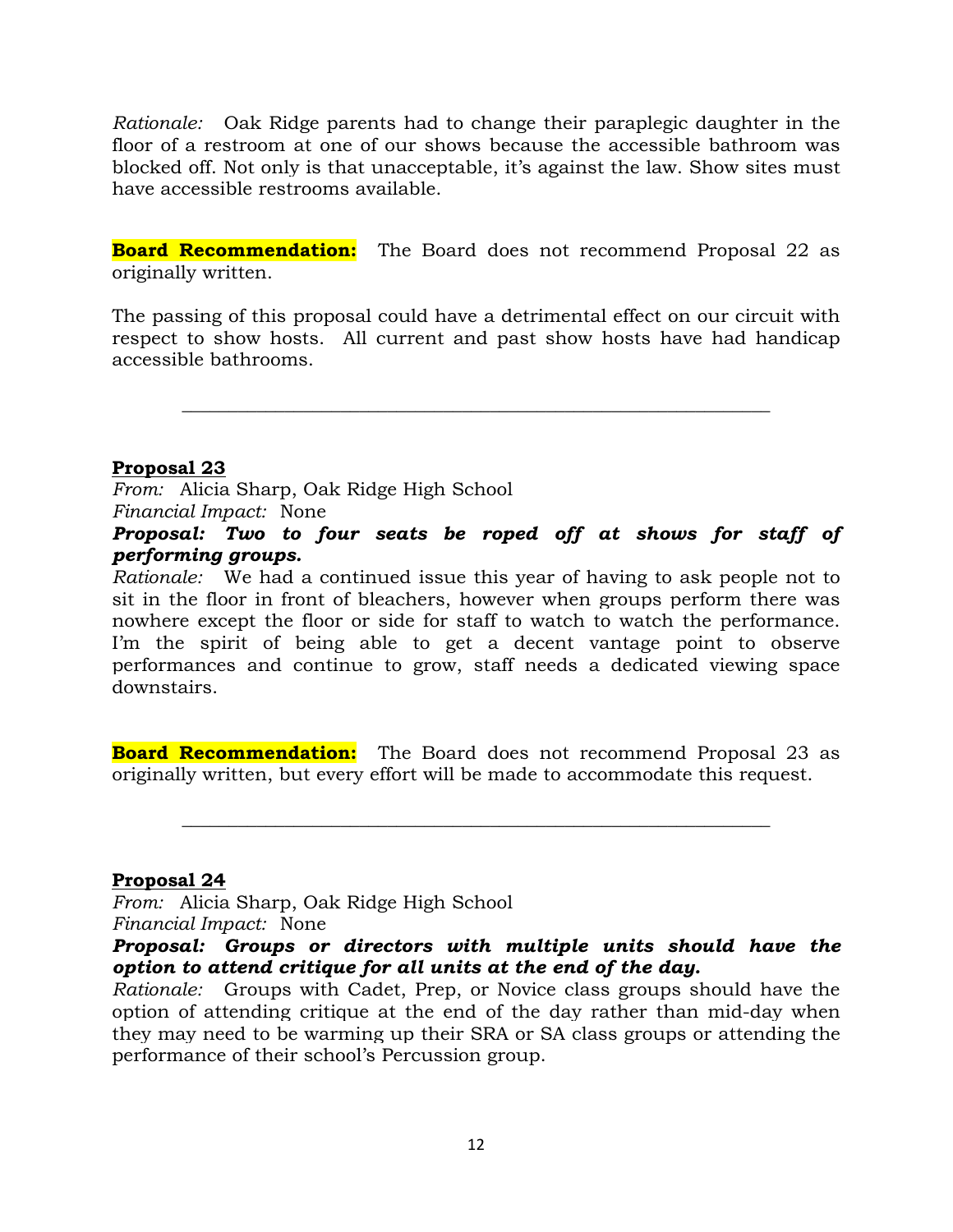*Rationale:* Oak Ridge parents had to change their paraplegic daughter in the floor of a restroom at one of our shows because the accessible bathroom was blocked off. Not only is that unacceptable, it's against the law. Show sites must have accessible restrooms available.

**Board Recommendation:** The Board does not recommend Proposal 22 as originally written.

The passing of this proposal could have a detrimental effect on our circuit with respect to show hosts. All current and past show hosts have had handicap accessible bathrooms.

---

**Proposal 23**

*From:* Alicia Sharp, Oak Ridge High School
*Financial Impact:* None
***Proposal: Two to four seats be roped off at shows for staff of performing groups.***
*Rationale:* We had a continued issue this year of having to ask people not to sit in the floor in front of bleachers, however when groups perform there was nowhere except the floor or side for staff to watch to watch the performance. I'm the spirit of being able to get a decent vantage point to observe performances and continue to grow, staff needs a dedicated viewing space downstairs.

**Board Recommendation:** The Board does not recommend Proposal 23 as originally written, but every effort will be made to accommodate this request.

---

**Proposal 24**

*From:* Alicia Sharp, Oak Ridge High School
*Financial Impact:* None
***Proposal: Groups or directors with multiple units should have the option to attend critique for all units at the end of the day.***
*Rationale:* Groups with Cadet, Prep, or Novice class groups should have the option of attending critique at the end of the day rather than mid-day when they may need to be warming up their SRA or SA class groups or attending the performance of their school's Percussion group.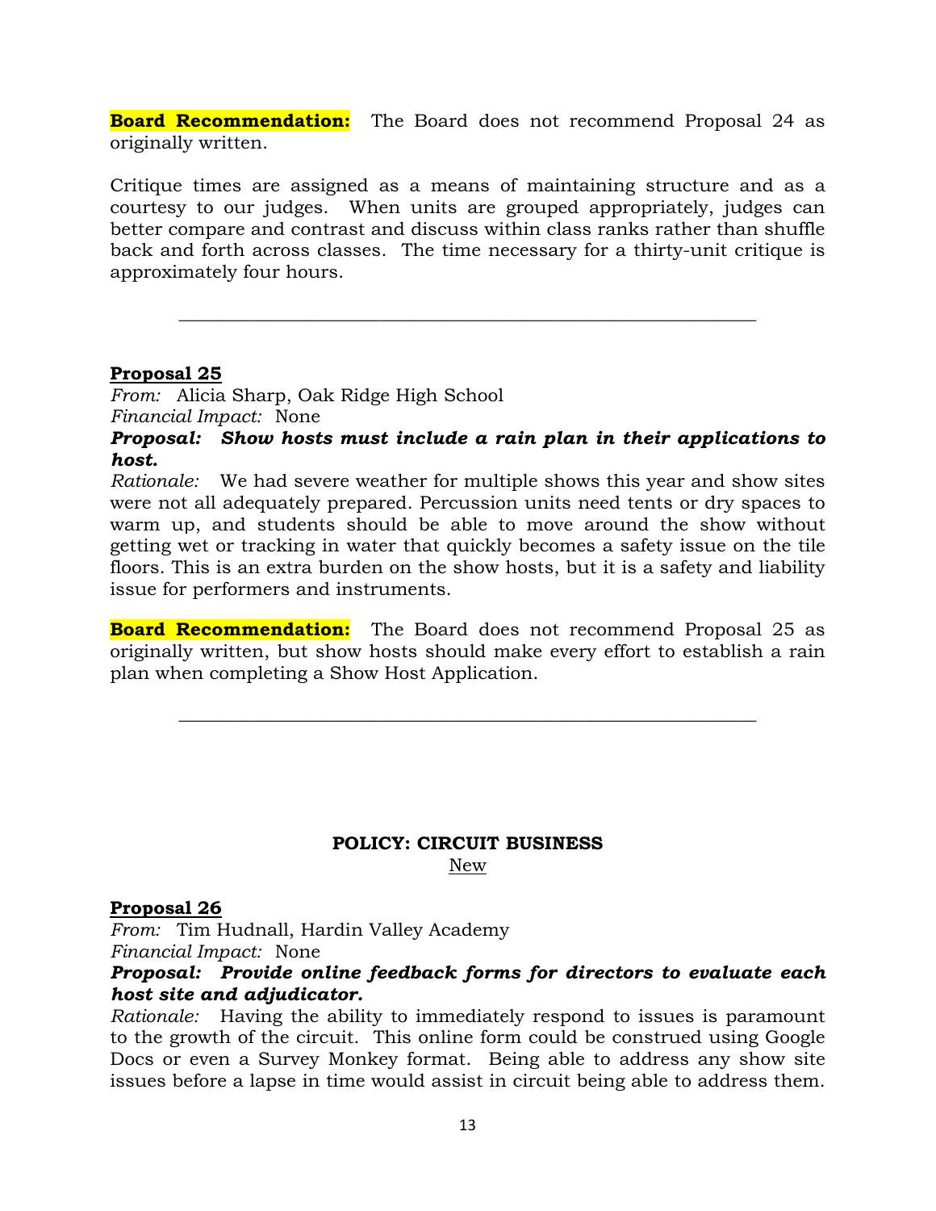**Board Recommendation:** The Board does not recommend Proposal 24 as originally written.

Critique times are assigned as a means of maintaining structure and as a courtesy to our judges. When units are grouped appropriately, judges can better compare and contrast and discuss within class ranks rather than shuffle back and forth across classes. The time necessary for a thirty-unit critique is approximately four hours.

---

**Proposal 25**

*From:* Alicia Sharp, Oak Ridge High School
*Financial Impact:* None
***Proposal: Show hosts must include a rain plan in their applications to host.***
*Rationale:* We had severe weather for multiple shows this year and show sites were not all adequately prepared. Percussion units need tents or dry spaces to warm up, and students should be able to move around the show without getting wet or tracking in water that quickly becomes a safety issue on the tile floors. This is an extra burden on the show hosts, but it is a safety and liability issue for performers and instruments.

**Board Recommendation:** The Board does not recommend Proposal 25 as originally written, but show hosts should make every effort to establish a rain plan when completing a Show Host Application.

---

## POLICY: CIRCUIT BUSINESS

New

**Proposal 26**

*From:* Tim Hudnall, Hardin Valley Academy
*Financial Impact:* None
***Proposal: Provide online feedback forms for directors to evaluate each host site and adjudicator.***
*Rationale:* Having the ability to immediately respond to issues is paramount to the growth of the circuit. This online form could be construed using Google Docs or even a Survey Monkey format. Being able to address any show site issues before a lapse in time would assist in circuit being able to address them.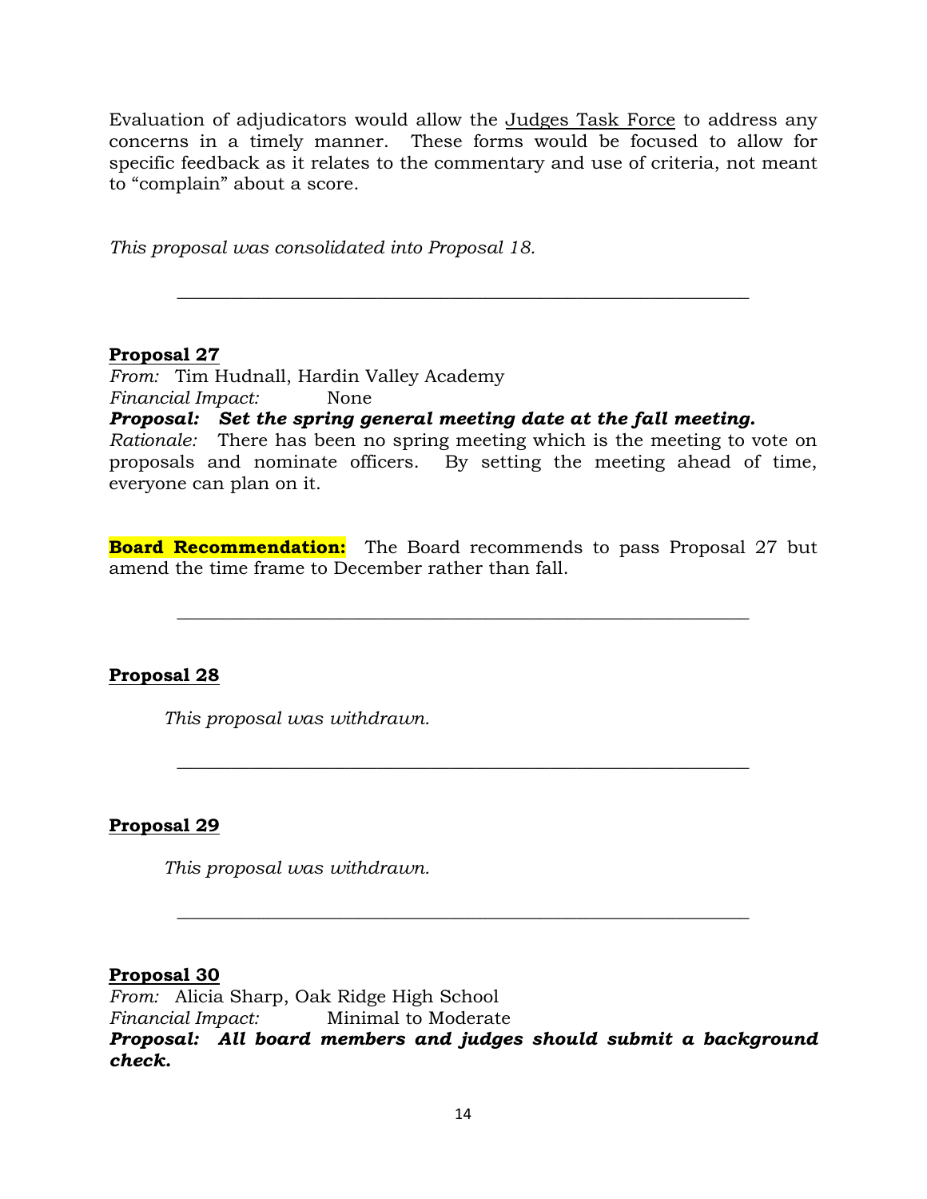Evaluation of adjudicators would allow the Judges Task Force to address any concerns in a timely manner. These forms would be focused to allow for specific feedback as it relates to the commentary and use of criteria, not meant to "complain" about a score.

*This proposal was consolidated into Proposal 18.*

---

**Proposal 27**

*From:* Tim Hudnall, Hardin Valley Academy
*Financial Impact:* None
***Proposal: Set the spring general meeting date at the fall meeting.***
*Rationale:* There has been no spring meeting which is the meeting to vote on proposals and nominate officers. By setting the meeting ahead of time, everyone can plan on it.

**Board Recommendation:** The Board recommends to pass Proposal 27 but amend the time frame to December rather than fall.

---

**Proposal 28**

*This proposal was withdrawn.*

---

**Proposal 29**

*This proposal was withdrawn.*

---

**Proposal 30**

*From:* Alicia Sharp, Oak Ridge High School
*Financial Impact:* Minimal to Moderate
***Proposal: All board members and judges should submit a background check.***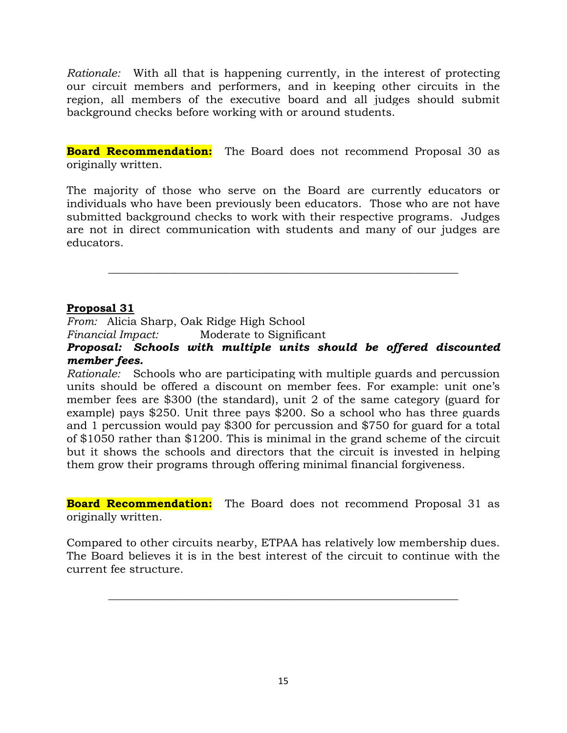*Rationale:* With all that is happening currently, in the interest of protecting our circuit members and performers, and in keeping other circuits in the region, all members of the executive board and all judges should submit background checks before working with or around students.

**Board Recommendation:** The Board does not recommend Proposal 30 as originally written.

The majority of those who serve on the Board are currently educators or individuals who have been previously been educators. Those who are not have submitted background checks to work with their respective programs. Judges are not in direct communication with students and many of our judges are educators.

---

**Proposal 31**

*From:* Alicia Sharp, Oak Ridge High School

*Financial Impact:* Moderate to Significant

***Proposal: Schools with multiple units should be offered discounted member fees.***

*Rationale:* Schools who are participating with multiple guards and percussion units should be offered a discount on member fees. For example: unit one's member fees are $300 (the standard), unit 2 of the same category (guard for example) pays $250. Unit three pays $200. So a school who has three guards and 1 percussion would pay $300 for percussion and $750 for guard for a total of $1050 rather than $1200. This is minimal in the grand scheme of the circuit but it shows the schools and directors that the circuit is invested in helping them grow their programs through offering minimal financial forgiveness.

**Board Recommendation:** The Board does not recommend Proposal 31 as originally written.

Compared to other circuits nearby, ETPAA has relatively low membership dues. The Board believes it is in the best interest of the circuit to continue with the current fee structure.

---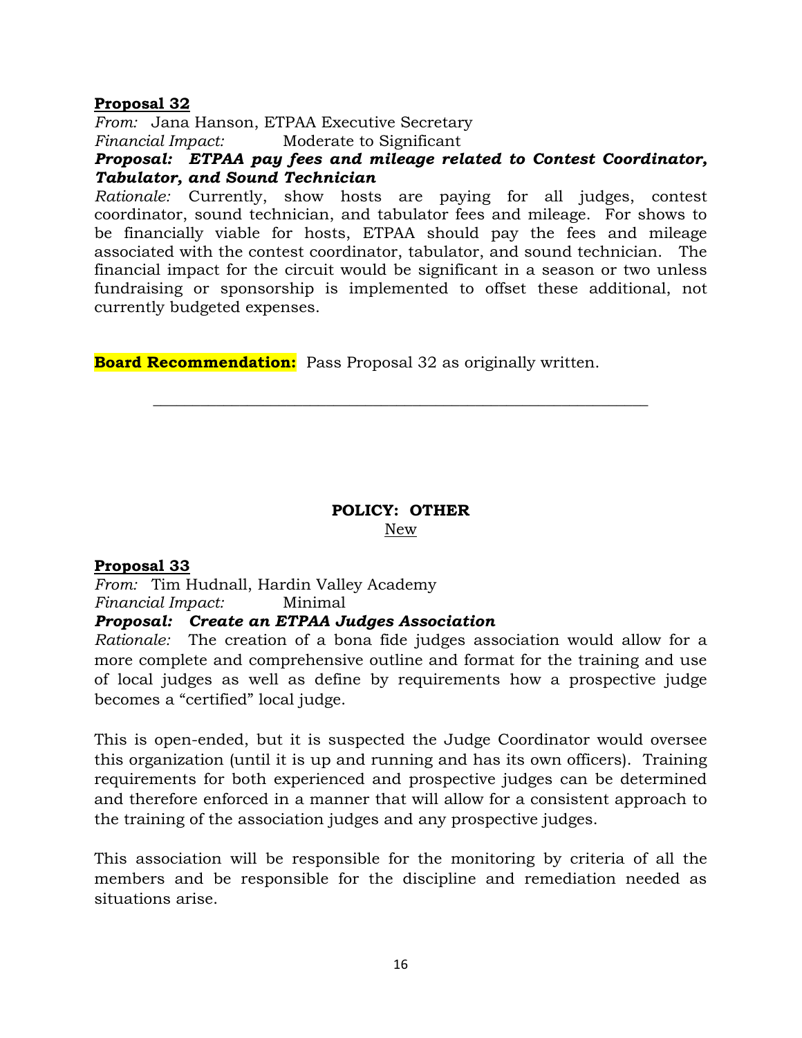**Proposal 32**

*From:* Jana Hanson, ETPAA Executive Secretary

*Financial Impact:* Moderate to Significant

***Proposal: ETPAA pay fees and mileage related to Contest Coordinator, Tabulator, and Sound Technician***

*Rationale:* Currently, show hosts are paying for all judges, contest coordinator, sound technician, and tabulator fees and mileage. For shows to be financially viable for hosts, ETPAA should pay the fees and mileage associated with the contest coordinator, tabulator, and sound technician. The financial impact for the circuit would be significant in a season or two unless fundraising or sponsorship is implemented to offset these additional, not currently budgeted expenses.

**Board Recommendation:** Pass Proposal 32 as originally written.

---

## POLICY: OTHER

New

**Proposal 33**

*From:* Tim Hudnall, Hardin Valley Academy

*Financial Impact:* Minimal

***Proposal: Create an ETPAA Judges Association***

*Rationale:* The creation of a bona fide judges association would allow for a more complete and comprehensive outline and format for the training and use of local judges as well as define by requirements how a prospective judge becomes a "certified" local judge.

This is open-ended, but it is suspected the Judge Coordinator would oversee this organization (until it is up and running and has its own officers). Training requirements for both experienced and prospective judges can be determined and therefore enforced in a manner that will allow for a consistent approach to the training of the association judges and any prospective judges.

This association will be responsible for the monitoring by criteria of all the members and be responsible for the discipline and remediation needed as situations arise.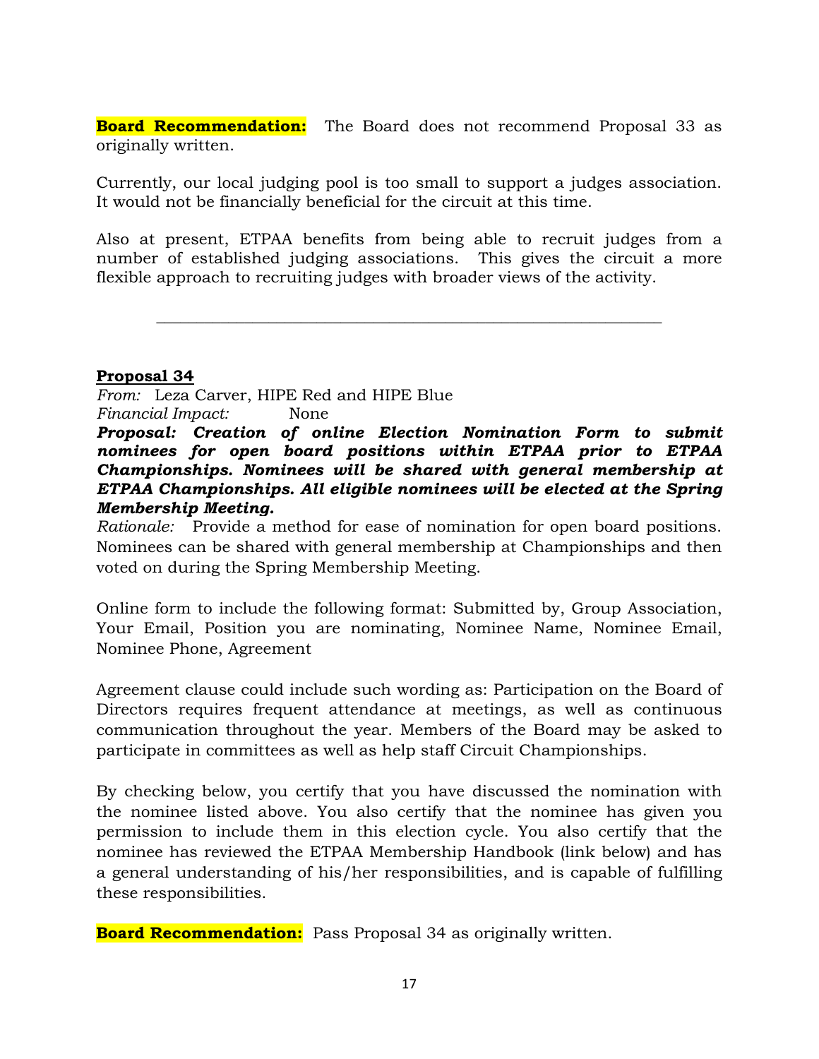**Board Recommendation:** The Board does not recommend Proposal 33 as originally written.

Currently, our local judging pool is too small to support a judges association. It would not be financially beneficial for the circuit at this time.

Also at present, ETPAA benefits from being able to recruit judges from a number of established judging associations. This gives the circuit a more flexible approach to recruiting judges with broader views of the activity.

---

**Proposal 34**

*From:* Leza Carver, HIPE Red and HIPE Blue

*Financial Impact:* None

***Proposal: Creation of online Election Nomination Form to submit nominees for open board positions within ETPAA prior to ETPAA Championships. Nominees will be shared with general membership at ETPAA Championships. All eligible nominees will be elected at the Spring Membership Meeting.***

*Rationale:* Provide a method for ease of nomination for open board positions. Nominees can be shared with general membership at Championships and then voted on during the Spring Membership Meeting.

Online form to include the following format: Submitted by, Group Association, Your Email, Position you are nominating, Nominee Name, Nominee Email, Nominee Phone, Agreement

Agreement clause could include such wording as: Participation on the Board of Directors requires frequent attendance at meetings, as well as continuous communication throughout the year. Members of the Board may be asked to participate in committees as well as help staff Circuit Championships.

By checking below, you certify that you have discussed the nomination with the nominee listed above. You also certify that the nominee has given you permission to include them in this election cycle. You also certify that the nominee has reviewed the ETPAA Membership Handbook (link below) and has a general understanding of his/her responsibilities, and is capable of fulfilling these responsibilities.

**Board Recommendation:** Pass Proposal 34 as originally written.